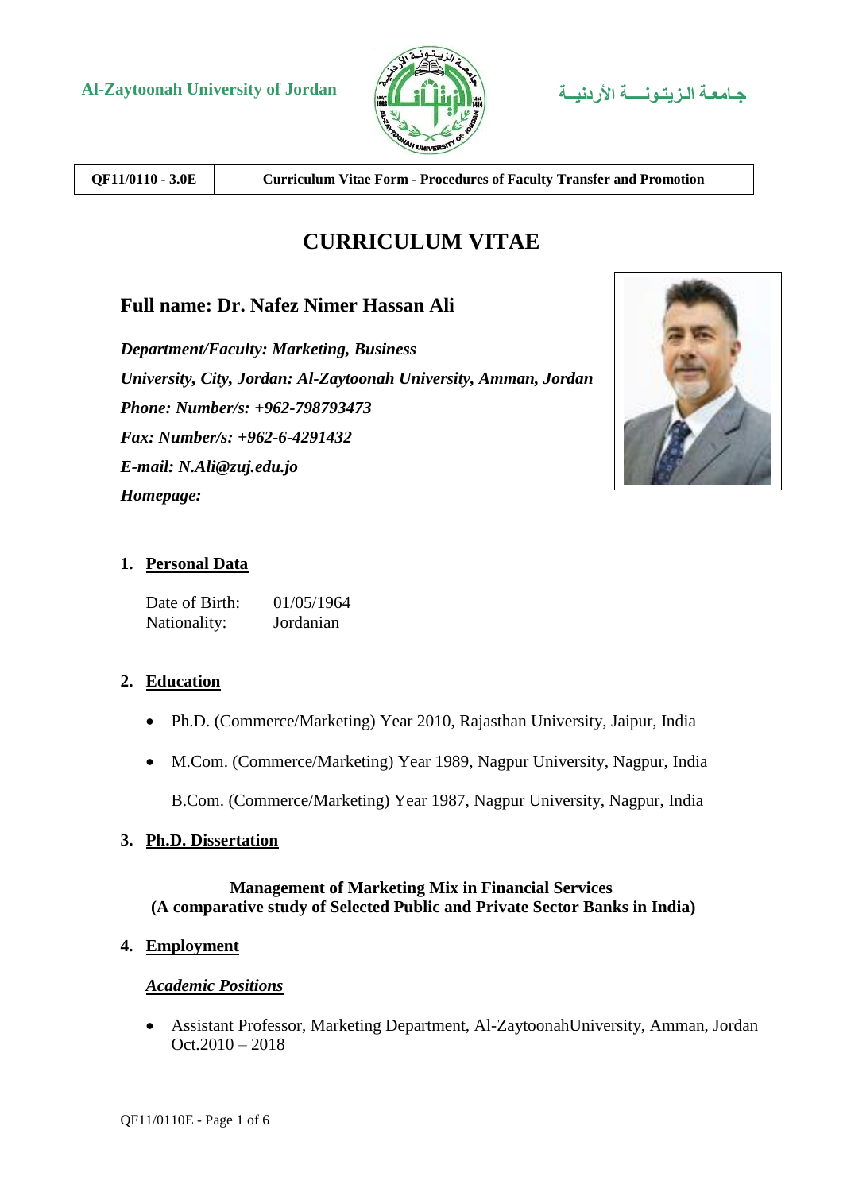Al-Zaytoonah University of Jordan

جـامعـة الـزيـتـونـــة الأردنيــة

| QF11/0110 - 3.0E | Curriculum Vitae Form - Procedures of Faculty Transfer and Promotion |
| --- | --- |

# CURRICULUM VITAE

## Full name: Dr. Nafez Nimer Hassan Ali

*Department/Faculty: Marketing, Business*

*University, City, Jordan: Al-Zaytoonah University, Amman, Jordan*

*Phone: Number/s: +962-798793473*

*Fax: Number/s: +962-6-4291432*

*E-mail: N.Ali@zuj.edu.jo*

*Homepage:*

### 1. Personal Data

Date of Birth: 01/05/1964
Nationality: Jordanian

### 2. Education

- Ph.D. (Commerce/Marketing) Year 2010, Rajasthan University, Jaipur, India
- M.Com. (Commerce/Marketing) Year 1989, Nagpur University, Nagpur, India

  B.Com. (Commerce/Marketing) Year 1987, Nagpur University, Nagpur, India

### 3. Ph.D. Dissertation

**Management of Marketing Mix in Financial Services**
**(A comparative study of Selected Public and Private Sector Banks in India)**

### 4. Employment

***Academic Positions***

- Assistant Professor, Marketing Department, Al-ZaytoonahUniversity, Amman, Jordan Oct.2010 – 2018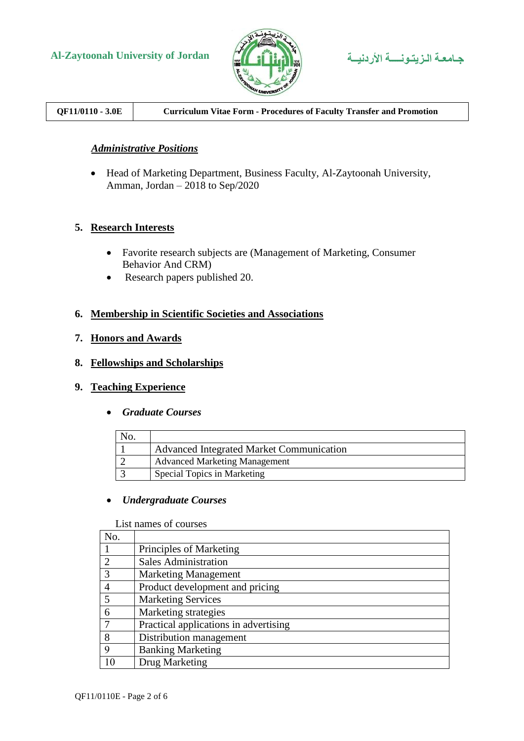### *Administrative Positions*

- Head of Marketing Department, Business Faculty, Al-Zaytoonah University, Amman, Jordan – 2018 to Sep/2020

## 5. Research Interests

- Favorite research subjects are (Management of Marketing, Consumer Behavior And CRM)
- Research papers published 20.

## 6. Membership in Scientific Societies and Associations

## 7. Honors and Awards

## 8. Fellowships and Scholarships

## 9. Teaching Experience

- ***Graduate Courses***

| No. | |
|---|---|
| 1 | Advanced Integrated Market Communication |
| 2 | Advanced Marketing Management |
| 3 | Special Topics in Marketing |

- ***Undergraduate Courses***

List names of courses

| No. | |
|---|---|
| 1 | Principles of Marketing |
| 2 | Sales Administration |
| 3 | Marketing Management |
| 4 | Product development and pricing |
| 5 | Marketing Services |
| 6 | Marketing strategies |
| 7 | Practical applications in advertising |
| 8 | Distribution management |
| 9 | Banking Marketing |
| 10 | Drug Marketing |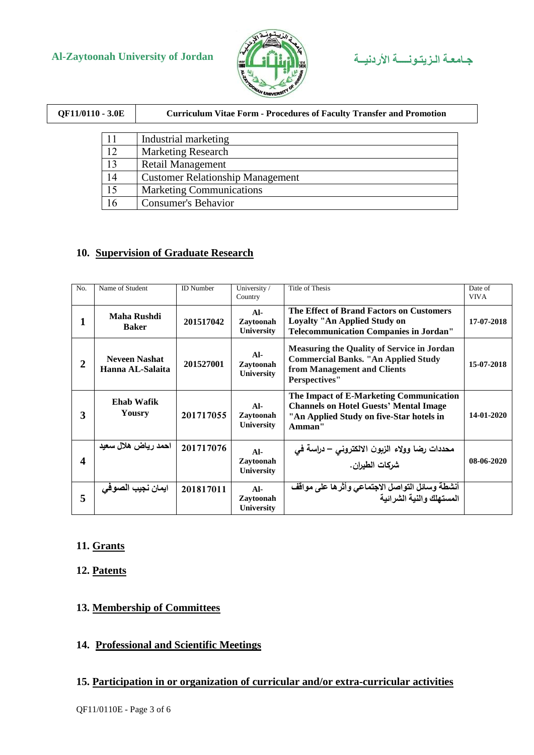| 11 | Industrial marketing |
|---|---|
| 12 | Marketing Research |
| 13 | Retail Management |
| 14 | Customer Relationship Management |
| 15 | Marketing Communications |
| 16 | Consumer's Behavior |

## 10. Supervision of Graduate Research

| No. | Name of Student | ID Number | University / Country | Title of Thesis | Date of VIVA |
|---|---|---|---|---|---|
| **1** | **Maha Rushdi Baker** | **201517042** | **Al-Zaytoonah University** | **The Effect of Brand Factors on Customers Loyalty "An Applied Study on Telecommunication Companies in Jordan"** | **17-07-2018** |
| **2** | **Neveen Nashat Hanna AL-Salaita** | **201527001** | **Al-Zaytoonah University** | **Measuring the Quality of Service in Jordan Commercial Banks. "An Applied Study from Management and Clients Perspectives"** | **15-07-2018** |
| **3** | **Ehab Wafik Yousry** | **201717055** | **Al-Zaytoonah University** | **The Impact of E-Marketing Communication Channels on Hotel Guests' Mental Image "An Applied Study on five-Star hotels in Amman"** | **14-01-2020** |
| **4** | **احمد رياض هلال سعيد** | **201717076** | **Al-Zaytoonah University** | **محددات رضا وولاء الزبون الالكتروني – دراسة في شركات الطيران.** | **08-06-2020** |
| **5** | **ايمان نجيب الصوفي** | **201817011** | **Al-Zaytoonah University** | **أنشطة وسائل التواصل الاجتماعي وأثرها على مواقف المستهلك والنية الشرائية** | |

## 11. Grants

## 12. Patents

## 13. Membership of Committees

## 14. Professional and Scientific Meetings

## 15. Participation in or organization of curricular and/or extra-curricular activities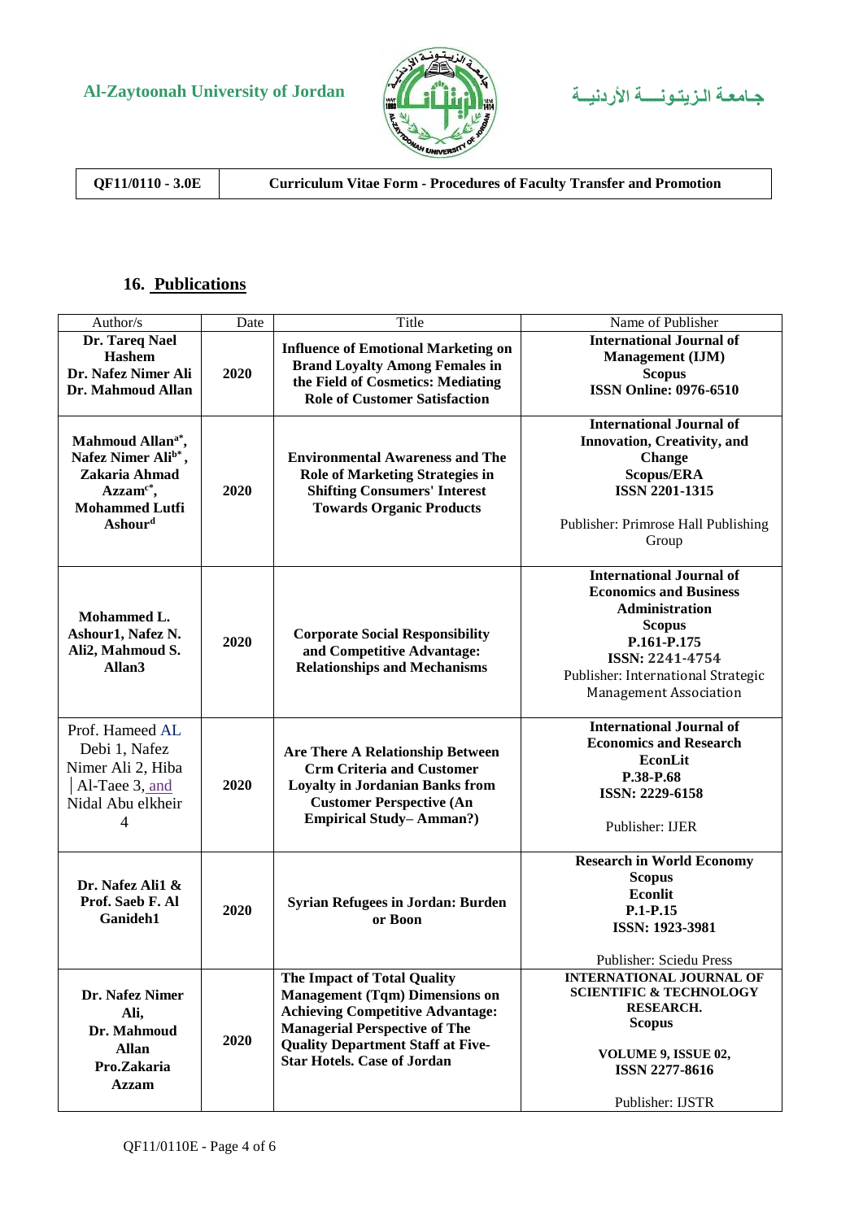## 16. Publications

| Author/s | Date | Title | Name of Publisher |
|---|---|---|---|
| **Dr. Tareq Nael Hashem Dr. Nafez Nimer Ali Dr. Mahmoud Allan** | **2020** | **Influence of Emotional Marketing on Brand Loyalty Among Females in the Field of Cosmetics: Mediating Role of Customer Satisfaction** | **International Journal of Management (IJM) Scopus ISSN Online: 0976-6510** |
| **Mahmoud Allan[a*], Nafez Nimer Ali[b*], Zakaria Ahmad Azzam[c*], Mohammed Lutfi Ashour[d]** | **2020** | **Environmental Awareness and The Role of Marketing Strategies in Shifting Consumers' Interest Towards Organic Products** | **International Journal of Innovation, Creativity, and Change Scopus/ERA ISSN 2201-1315** Publisher: Primrose Hall Publishing Group |
| **Mohammed L. Ashour1, Nafez N. Ali2, Mahmoud S. Allan3** | **2020** | **Corporate Social Responsibility and Competitive Advantage: Relationships and Mechanisms** | **International Journal of Economics and Business Administration Scopus P.161-P.175 ISSN: 2241-4754** Publisher: International Strategic Management Association |
| Prof. Hameed AL Debi 1, Nafez Nimer Ali 2, Hiba Al-Taee 3, and Nidal Abu elkheir 4 | **2020** | **Are There A Relationship Between Crm Criteria and Customer Loyalty in Jordanian Banks from Customer Perspective (An Empirical Study– Amman?)** | **International Journal of Economics and Research EconLit P.38-P.68 ISSN: 2229-6158** Publisher: IJER |
| **Dr. Nafez Ali1 & Prof. Saeb F. Al Ganideh1** | **2020** | **Syrian Refugees in Jordan: Burden or Boon** | **Research in World Economy Scopus Econlit P.1-P.15 ISSN: 1923-3981** Publisher: Sciedu Press |
| **Dr. Nafez Nimer Ali, Dr. Mahmoud Allan Pro.Zakaria Azzam** | **2020** | **The Impact of Total Quality Management (Tqm) Dimensions on Achieving Competitive Advantage: Managerial Perspective of The Quality Department Staff at Five-Star Hotels. Case of Jordan** | **INTERNATIONAL JOURNAL OF SCIENTIFIC & TECHNOLOGY RESEARCH. Scopus VOLUME 9, ISSUE 02, ISSN 2277-8616** Publisher: IJSTR |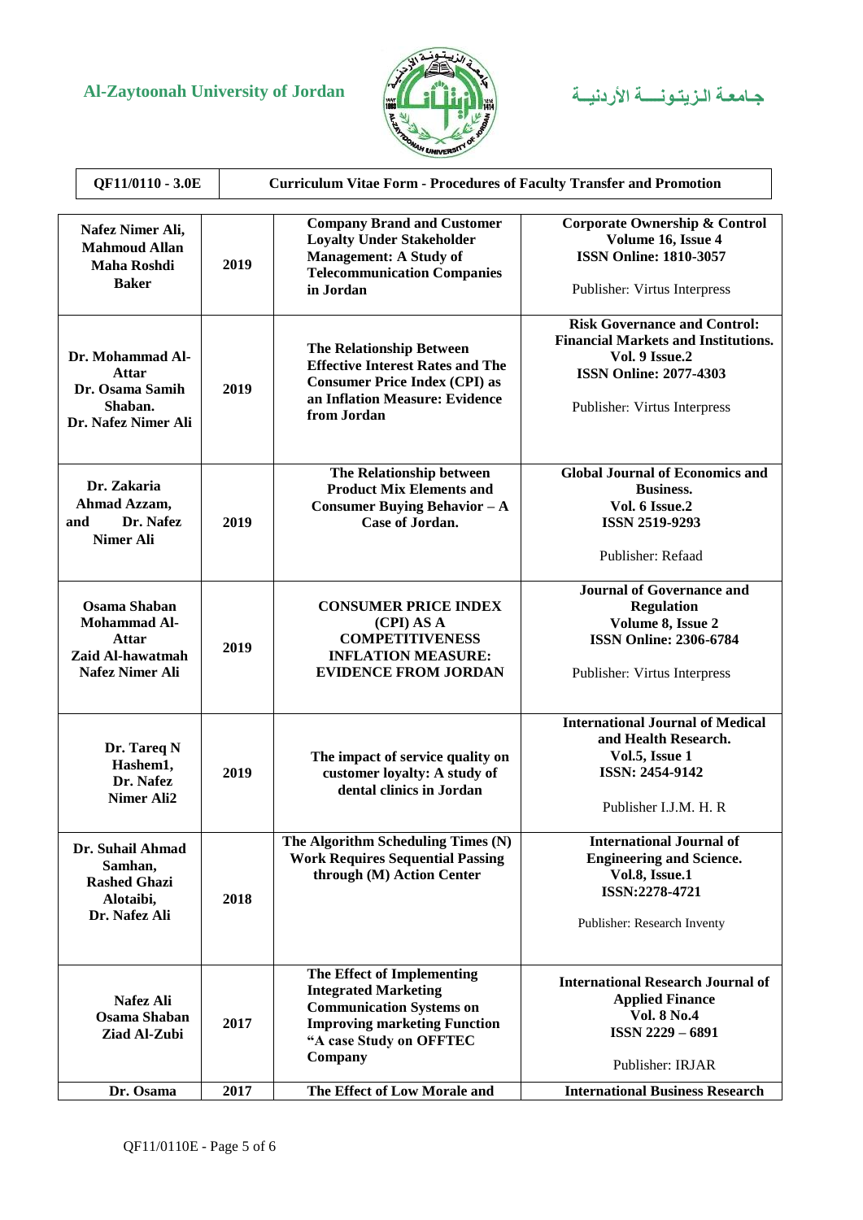| QF11/0110 - 3.0E | Curriculum Vitae Form - Procedures of Faculty Transfer and Promotion |
|---|---|

| Authors | Year | Title | Journal |
|---|---|---|---|
| **Nafez Nimer Ali, Mahmoud Allan Maha Roshdi Baker** | **2019** | **Company Brand and Customer Loyalty Under Stakeholder Management: A Study of Telecommunication Companies in Jordan** | **Corporate Ownership & Control Volume 16, Issue 4 ISSN Online: 1810-3057** Publisher: Virtus Interpress |
| **Dr. Mohammad Al-Attar Dr. Osama Samih Shaban. Dr. Nafez Nimer Ali** | **2019** | **The Relationship Between Effective Interest Rates and The Consumer Price Index (CPI) as an Inflation Measure: Evidence from Jordan** | **Risk Governance and Control: Financial Markets and Institutions. Vol. 9 Issue.2 ISSN Online: 2077-4303** Publisher: Virtus Interpress |
| **Dr. Zakaria Ahmad Azzam, and Dr. Nafez Nimer Ali** | **2019** | **The Relationship between Product Mix Elements and Consumer Buying Behavior – A Case of Jordan.** | **Global Journal of Economics and Business. Vol. 6 Issue.2 ISSN 2519-9293** Publisher: Refaad |
| **Osama Shaban Mohammad Al-Attar Zaid Al-hawatmah Nafez Nimer Ali** | **2019** | **CONSUMER PRICE INDEX (CPI) AS A COMPETITIVENESS INFLATION MEASURE: EVIDENCE FROM JORDAN** | **Journal of Governance and Regulation Volume 8, Issue 2 ISSN Online: 2306-6784** Publisher: Virtus Interpress |
| **Dr. Tareq N Hashem1, Dr. Nafez Nimer Ali2** | **2019** | **The impact of service quality on customer loyalty: A study of dental clinics in Jordan** | **International Journal of Medical and Health Research. Vol.5, Issue 1 ISSN: 2454-9142** Publisher I.J.M. H. R |
| **Dr. Suhail Ahmad Samhan, Rashed Ghazi Alotaibi, Dr. Nafez Ali** | **2018** | **The Algorithm Scheduling Times (N) Work Requires Sequential Passing through (M) Action Center** | **International Journal of Engineering and Science. Vol.8, Issue.1 ISSN:2278-4721** Publisher: Research Inventy |
| **Nafez Ali Osama Shaban Ziad Al-Zubi** | **2017** | **The Effect of Implementing Integrated Marketing Communication Systems on Improving marketing Function "A case Study on OFFTEC Company** | **International Research Journal of Applied Finance Vol. 8 No.4 ISSN 2229 – 6891** Publisher: IRJAR |
| **Dr. Osama** | **2017** | **The Effect of Low Morale and** | **International Business Research** |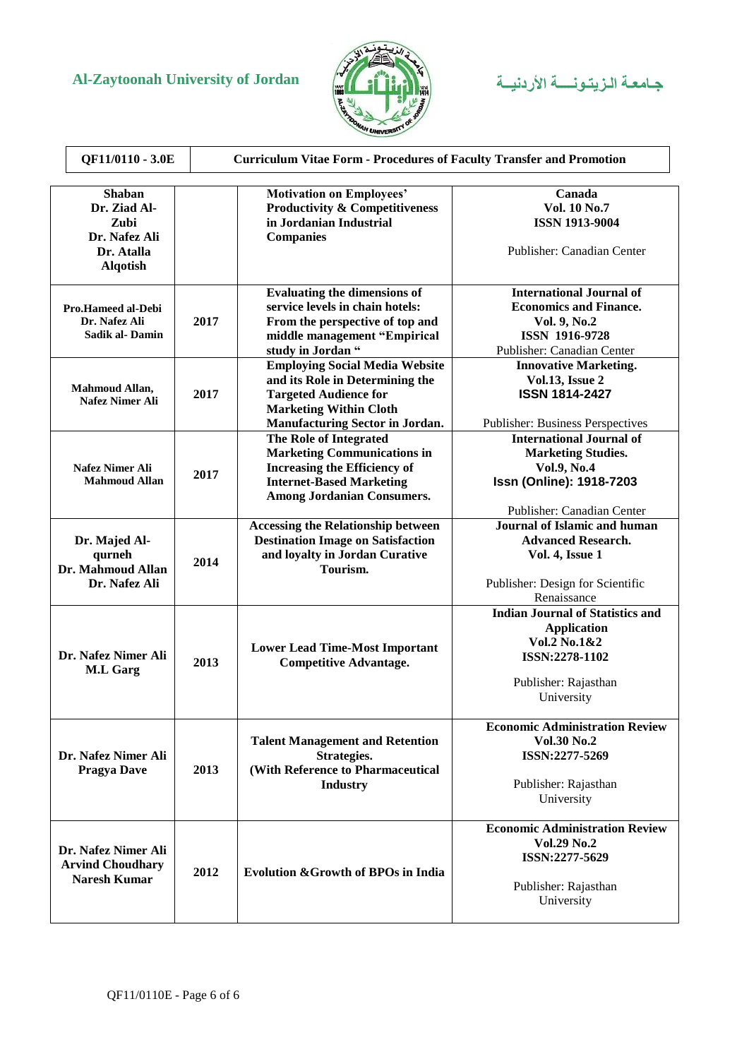| QF11/0110 - 3.0E | Curriculum Vitae Form - Procedures of Faculty Transfer and Promotion |
|---|---|

| | | | |
|---|---|---|---|
| **Shaban Dr. Ziad Al-Zubi Dr. Nafez Ali Dr. Atalla Alqotish** | | **Motivation on Employees' Productivity & Competitiveness in Jordanian Industrial Companies** | **Canada Vol. 10 No.7 ISSN 1913-9004** Publisher: Canadian Center |
| **Pro.Hameed al-Debi Dr. Nafez Ali Sadik al- Damin** | **2017** | **Evaluating the dimensions of service levels in chain hotels: From the perspective of top and middle management "Empirical study in Jordan "** | **International Journal of Economics and Finance. Vol. 9, No.2 ISSN 1916-9728** Publisher: Canadian Center |
| **Mahmoud Allan, Nafez Nimer Ali** | **2017** | **Employing Social Media Website and its Role in Determining the Targeted Audience for Marketing Within Cloth Manufacturing Sector in Jordan.** | **Innovative Marketing. Vol.13, Issue 2 ISSN 1814-2427** Publisher: Business Perspectives |
| **Nafez Nimer Ali Mahmoud Allan** | **2017** | **The Role of Integrated Marketing Communications in Increasing the Efficiency of Internet-Based Marketing Among Jordanian Consumers.** | **International Journal of Marketing Studies. Vol.9, No.4 Issn (Online): 1918-7203** Publisher: Canadian Center |
| **Dr. Majed Al-qurneh Dr. Mahmoud Allan Dr. Nafez Ali** | **2014** | **Accessing the Relationship between Destination Image on Satisfaction and loyalty in Jordan Curative Tourism.** | **Journal of Islamic and human Advanced Research. Vol. 4, Issue 1** Publisher: Design for Scientific Renaissance |
| **Dr. Nafez Nimer Ali M.L Garg** | **2013** | **Lower Lead Time-Most Important Competitive Advantage.** | **Indian Journal of Statistics and Application Vol.2 No.1&2 ISSN:2278-1102** Publisher: Rajasthan University |
| **Dr. Nafez Nimer Ali Pragya Dave** | **2013** | **Talent Management and Retention Strategies. (With Reference to Pharmaceutical Industry** | **Economic Administration Review Vol.30 No.2 ISSN:2277-5269** Publisher: Rajasthan University |
| **Dr. Nafez Nimer Ali Arvind Choudhary Naresh Kumar** | **2012** | **Evolution &Growth of BPOs in India** | **Economic Administration Review Vol.29 No.2 ISSN:2277-5629** Publisher: Rajasthan University |